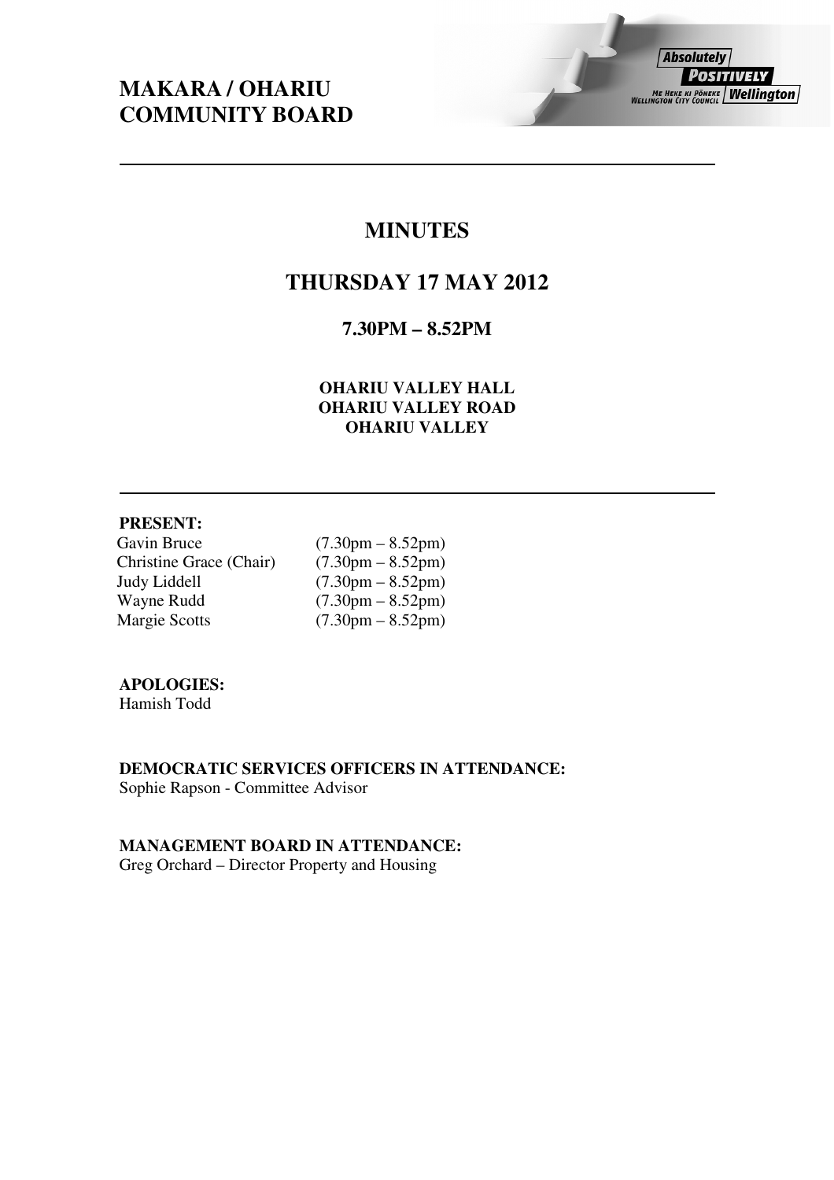# MAKARA / OHARIU COMMUNITY BOARD

## MINUTES

## THURSDAY 17 MAY 2012

### 7.30PM – 8.52PM

**OHARIU VALLEY HALL**
**OHARIU VALLEY ROAD**
**OHARIU VALLEY**

**PRESENT:**

| | |
|---|---|
| Gavin Bruce | (7.30pm – 8.52pm) |
| Christine Grace (Chair) | (7.30pm – 8.52pm) |
| Judy Liddell | (7.30pm – 8.52pm) |
| Wayne Rudd | (7.30pm – 8.52pm) |
| Margie Scotts | (7.30pm – 8.52pm) |

**APOLOGIES:**
Hamish Todd

**DEMOCRATIC SERVICES OFFICERS IN ATTENDANCE:**
Sophie Rapson - Committee Advisor

**MANAGEMENT BOARD IN ATTENDANCE:**
Greg Orchard – Director Property and Housing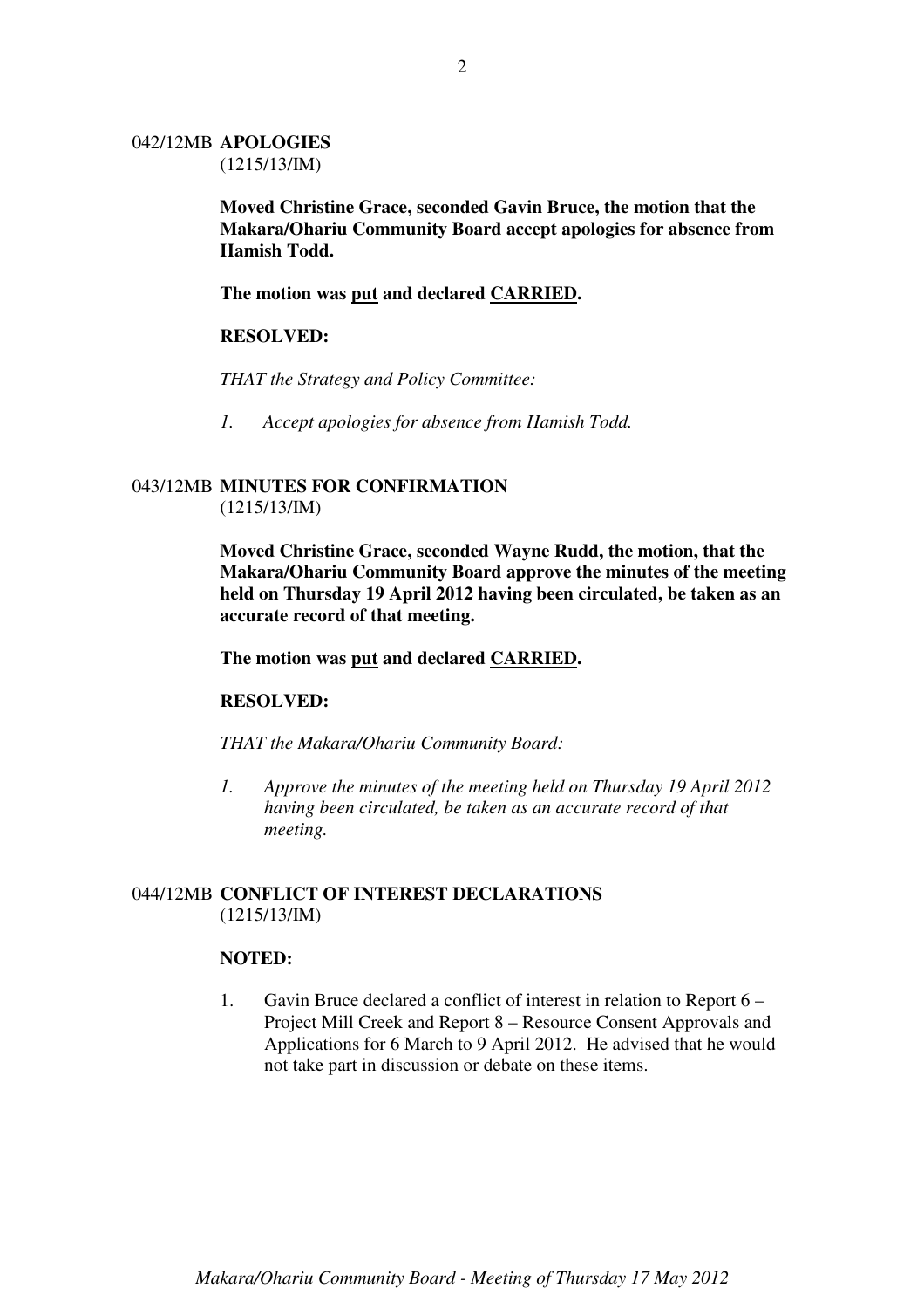## 042/12MB APOLOGIES
(1215/13/IM)

**Moved Christine Grace, seconded Gavin Bruce, the motion that the Makara/Ohariu Community Board accept apologies for absence from Hamish Todd.**

**The motion was put and declared CARRIED.**

**RESOLVED:**

*THAT the Strategy and Policy Committee:*

*1. Accept apologies for absence from Hamish Todd.*

## 043/12MB MINUTES FOR CONFIRMATION
(1215/13/IM)

**Moved Christine Grace, seconded Wayne Rudd, the motion, that the Makara/Ohariu Community Board approve the minutes of the meeting held on Thursday 19 April 2012 having been circulated, be taken as an accurate record of that meeting.**

**The motion was put and declared CARRIED.**

**RESOLVED:**

*THAT the Makara/Ohariu Community Board:*

*1. Approve the minutes of the meeting held on Thursday 19 April 2012 having been circulated, be taken as an accurate record of that meeting.*

## 044/12MB CONFLICT OF INTEREST DECLARATIONS
(1215/13/IM)

**NOTED:**

1. Gavin Bruce declared a conflict of interest in relation to Report 6 – Project Mill Creek and Report 8 – Resource Consent Approvals and Applications for 6 March to 9 April 2012. He advised that he would not take part in discussion or debate on these items.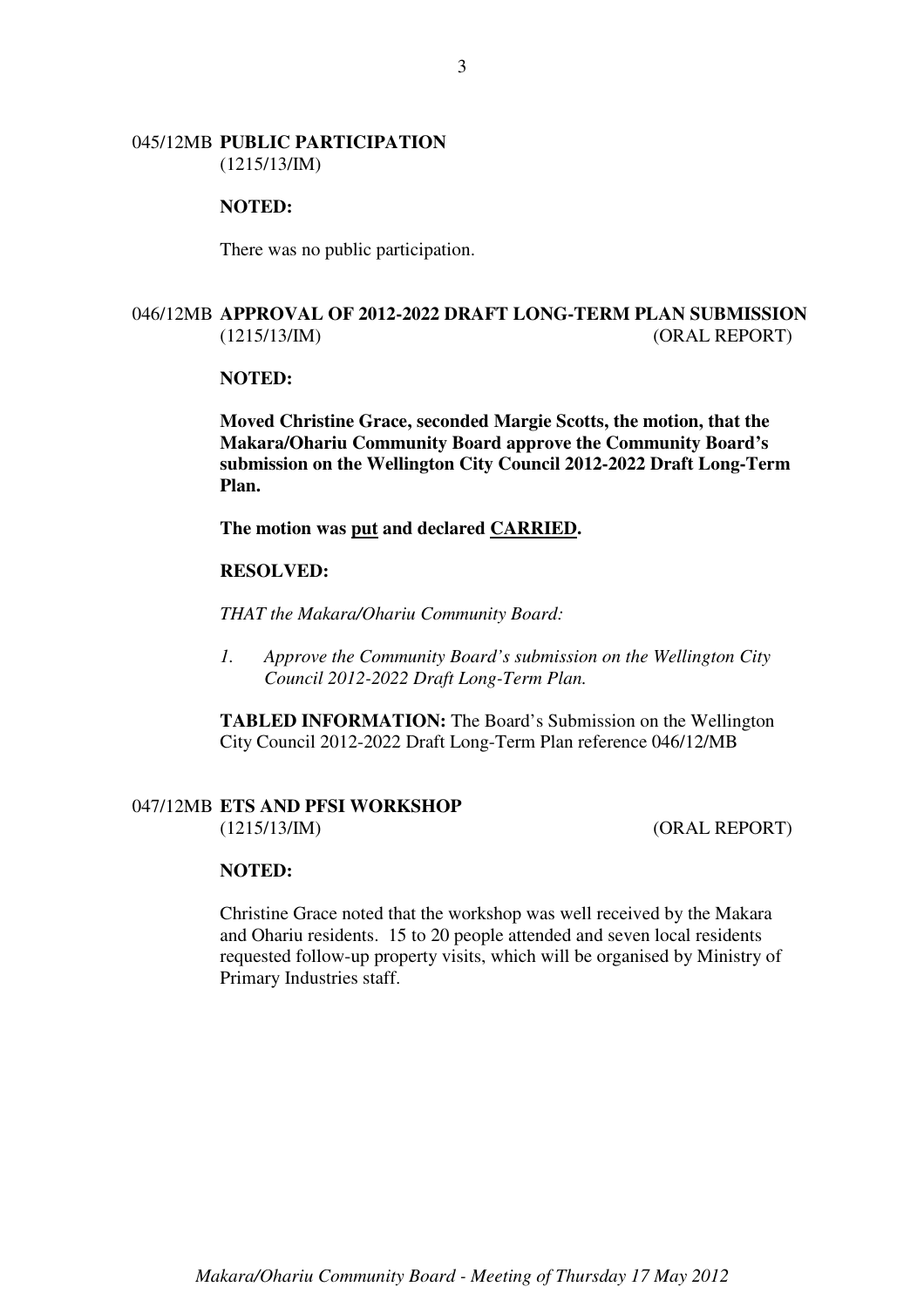045/12MB **PUBLIC PARTICIPATION**
(1215/13/IM)

**NOTED:**

There was no public participation.

046/12MB **APPROVAL OF 2012-2022 DRAFT LONG-TERM PLAN SUBMISSION**
(1215/13/IM) (ORAL REPORT)

**NOTED:**

**Moved Christine Grace, seconded Margie Scotts, the motion, that the Makara/Ohariu Community Board approve the Community Board's submission on the Wellington City Council 2012-2022 Draft Long-Term Plan.**

**The motion was <u>put</u> and declared <u>CARRIED</u>.**

**RESOLVED:**

*THAT the Makara/Ohariu Community Board:*

*1. Approve the Community Board's submission on the Wellington City Council 2012-2022 Draft Long-Term Plan.*

**TABLED INFORMATION:** The Board's Submission on the Wellington City Council 2012-2022 Draft Long-Term Plan reference 046/12/MB

047/12MB **ETS AND PFSI WORKSHOP**
(1215/13/IM) (ORAL REPORT)

**NOTED:**

Christine Grace noted that the workshop was well received by the Makara and Ohariu residents. 15 to 20 people attended and seven local residents requested follow-up property visits, which will be organised by Ministry of Primary Industries staff.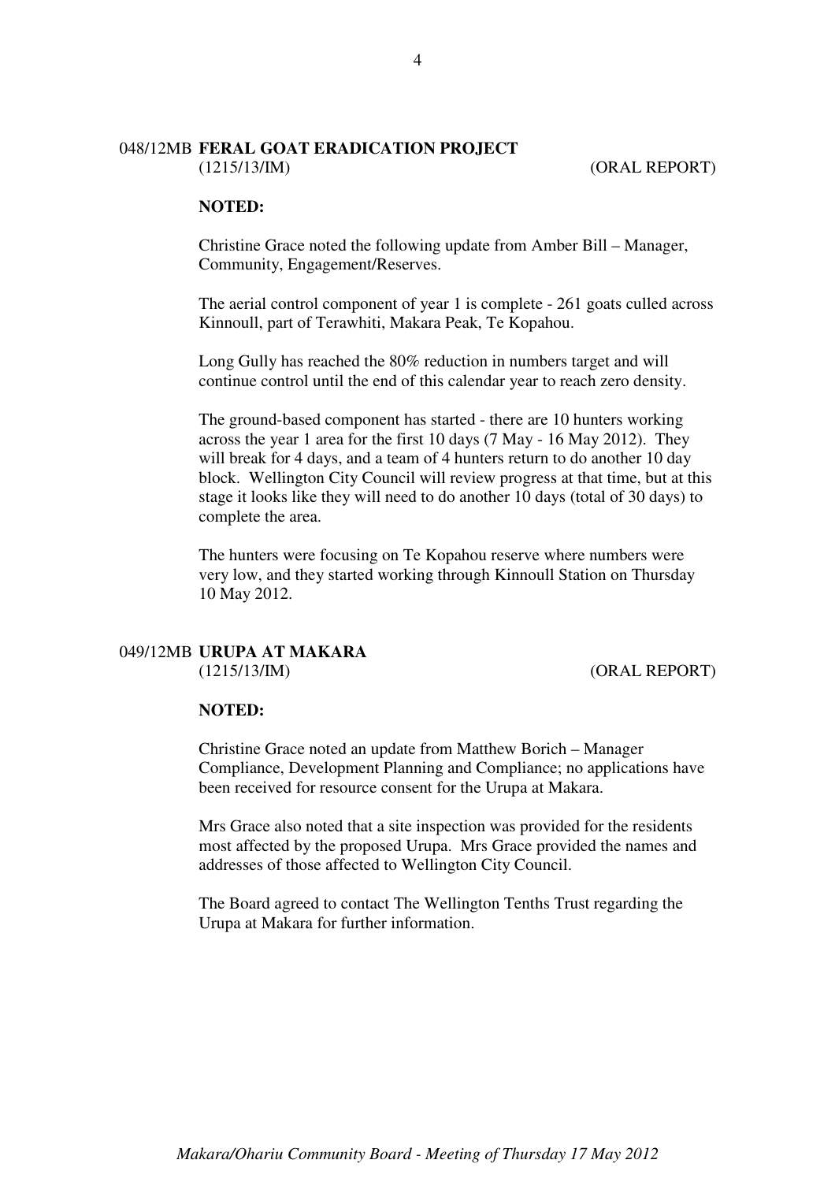## 048/12MB FERAL GOAT ERADICATION PROJECT

(1215/13/IM) (ORAL REPORT)

**NOTED:**

Christine Grace noted the following update from Amber Bill – Manager, Community, Engagement/Reserves.

The aerial control component of year 1 is complete - 261 goats culled across Kinnoull, part of Terawhiti, Makara Peak, Te Kopahou.

Long Gully has reached the 80% reduction in numbers target and will continue control until the end of this calendar year to reach zero density.

The ground-based component has started - there are 10 hunters working across the year 1 area for the first 10 days (7 May - 16 May 2012). They will break for 4 days, and a team of 4 hunters return to do another 10 day block. Wellington City Council will review progress at that time, but at this stage it looks like they will need to do another 10 days (total of 30 days) to complete the area.

The hunters were focusing on Te Kopahou reserve where numbers were very low, and they started working through Kinnoull Station on Thursday 10 May 2012.

## 049/12MB URUPA AT MAKARA

(1215/13/IM) (ORAL REPORT)

**NOTED:**

Christine Grace noted an update from Matthew Borich – Manager Compliance, Development Planning and Compliance; no applications have been received for resource consent for the Urupa at Makara.

Mrs Grace also noted that a site inspection was provided for the residents most affected by the proposed Urupa. Mrs Grace provided the names and addresses of those affected to Wellington City Council.

The Board agreed to contact The Wellington Tenths Trust regarding the Urupa at Makara for further information.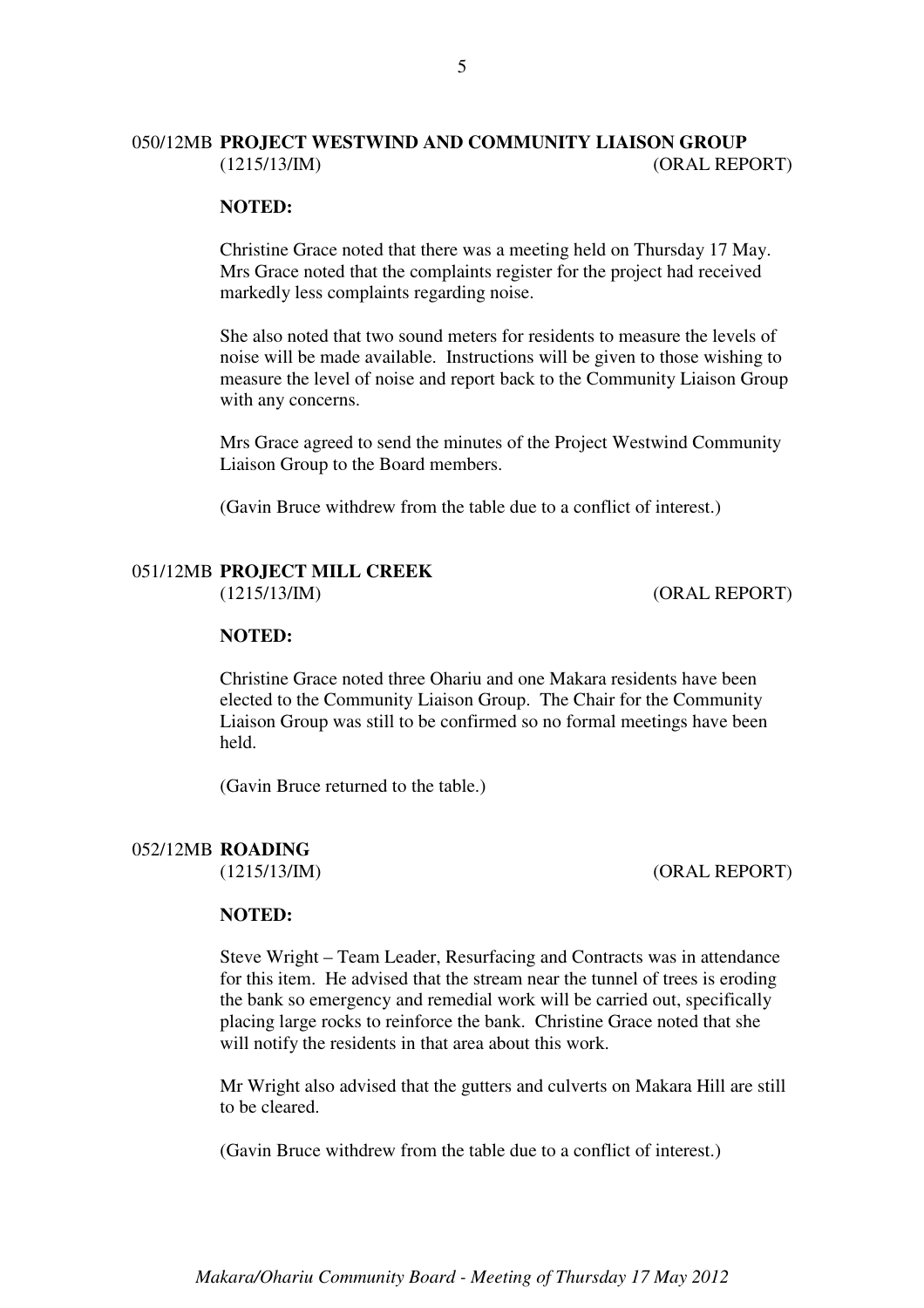## 050/12MB PROJECT WESTWIND AND COMMUNITY LIAISON GROUP

(1215/13/IM) (ORAL REPORT)

**NOTED:**

Christine Grace noted that there was a meeting held on Thursday 17 May. Mrs Grace noted that the complaints register for the project had received markedly less complaints regarding noise.

She also noted that two sound meters for residents to measure the levels of noise will be made available. Instructions will be given to those wishing to measure the level of noise and report back to the Community Liaison Group with any concerns.

Mrs Grace agreed to send the minutes of the Project Westwind Community Liaison Group to the Board members.

(Gavin Bruce withdrew from the table due to a conflict of interest.)

## 051/12MB PROJECT MILL CREEK

(1215/13/IM) (ORAL REPORT)

**NOTED:**

Christine Grace noted three Ohariu and one Makara residents have been elected to the Community Liaison Group. The Chair for the Community Liaison Group was still to be confirmed so no formal meetings have been held.

(Gavin Bruce returned to the table.)

## 052/12MB ROADING

(1215/13/IM) (ORAL REPORT)

**NOTED:**

Steve Wright – Team Leader, Resurfacing and Contracts was in attendance for this item. He advised that the stream near the tunnel of trees is eroding the bank so emergency and remedial work will be carried out, specifically placing large rocks to reinforce the bank. Christine Grace noted that she will notify the residents in that area about this work.

Mr Wright also advised that the gutters and culverts on Makara Hill are still to be cleared.

(Gavin Bruce withdrew from the table due to a conflict of interest.)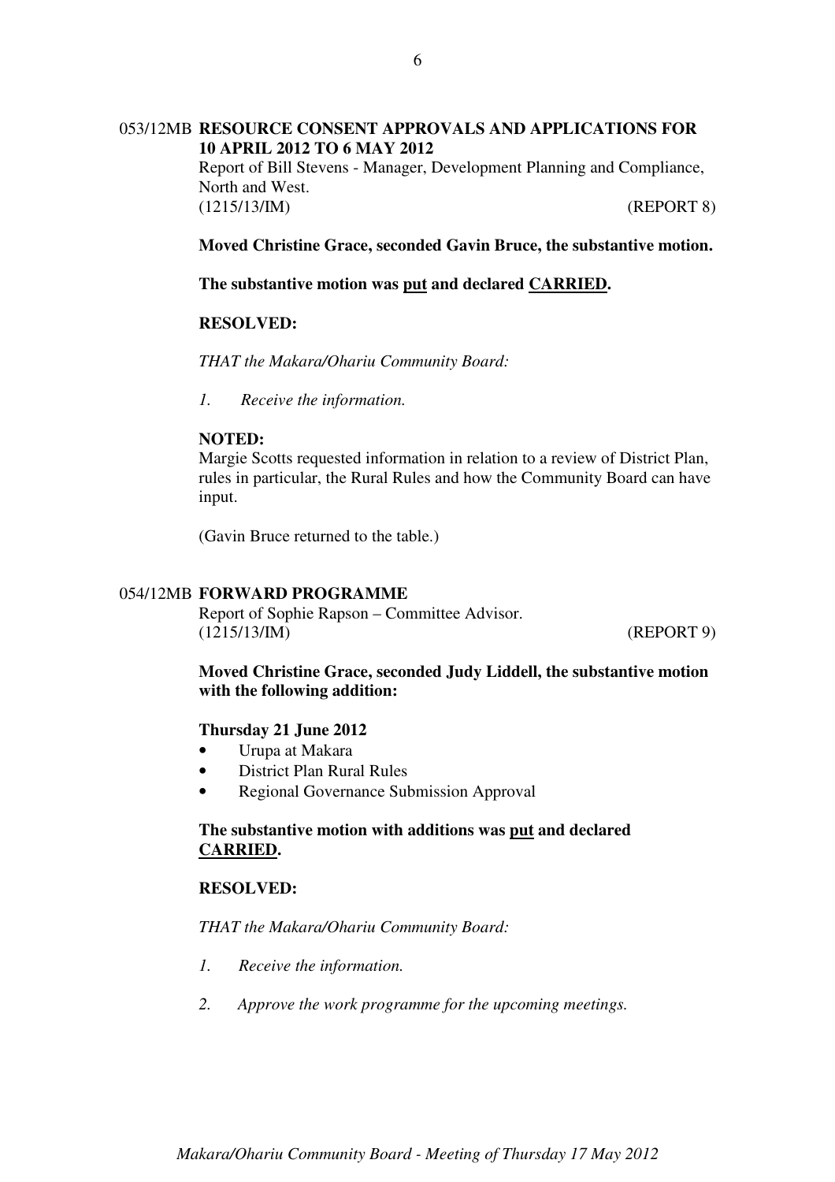## 053/12MB RESOURCE CONSENT APPROVALS AND APPLICATIONS FOR 10 APRIL 2012 TO 6 MAY 2012

Report of Bill Stevens - Manager, Development Planning and Compliance, North and West.

(1215/13/IM) (REPORT 8)

**Moved Christine Grace, seconded Gavin Bruce, the substantive motion.**

**The substantive motion was put and declared CARRIED.**

**RESOLVED:**

*THAT the Makara/Ohariu Community Board:*

*1. Receive the information.*

**NOTED:**

Margie Scotts requested information in relation to a review of District Plan, rules in particular, the Rural Rules and how the Community Board can have input.

(Gavin Bruce returned to the table.)

## 054/12MB FORWARD PROGRAMME

Report of Sophie Rapson – Committee Advisor.

(1215/13/IM) (REPORT 9)

**Moved Christine Grace, seconded Judy Liddell, the substantive motion with the following addition:**

**Thursday 21 June 2012**

- Urupa at Makara
- District Plan Rural Rules
- Regional Governance Submission Approval

**The substantive motion with additions was put and declared CARRIED.**

**RESOLVED:**

*THAT the Makara/Ohariu Community Board:*

*1. Receive the information.*

*2. Approve the work programme for the upcoming meetings.*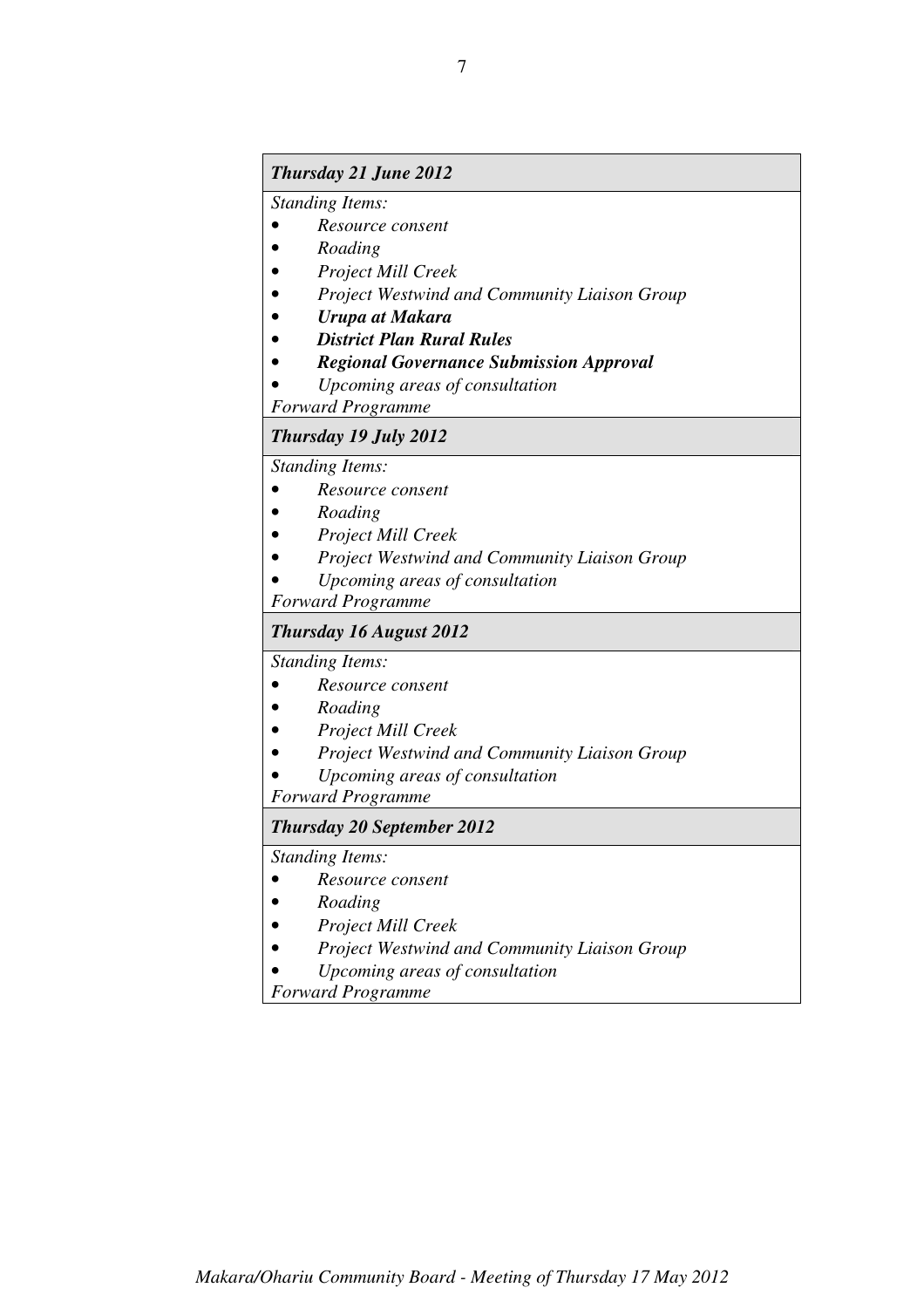***Thursday 21 June 2012***

*Standing Items:*

- *Resource consent*
- *Roading*
- *Project Mill Creek*
- *Project Westwind and Community Liaison Group*
- ***Urupa at Makara***
- ***District Plan Rural Rules***
- ***Regional Governance Submission Approval***
- *Upcoming areas of consultation*

*Forward Programme*

***Thursday 19 July 2012***

*Standing Items:*

- *Resource consent*
- *Roading*
- *Project Mill Creek*
- *Project Westwind and Community Liaison Group*
- *Upcoming areas of consultation*

*Forward Programme*

***Thursday 16 August 2012***

*Standing Items:*

- *Resource consent*
- *Roading*
- *Project Mill Creek*
- *Project Westwind and Community Liaison Group*
- *Upcoming areas of consultation*

*Forward Programme*

***Thursday 20 September 2012***

*Standing Items:*

- *Resource consent*
- *Roading*
- *Project Mill Creek*
- *Project Westwind and Community Liaison Group*
- *Upcoming areas of consultation*

*Forward Programme*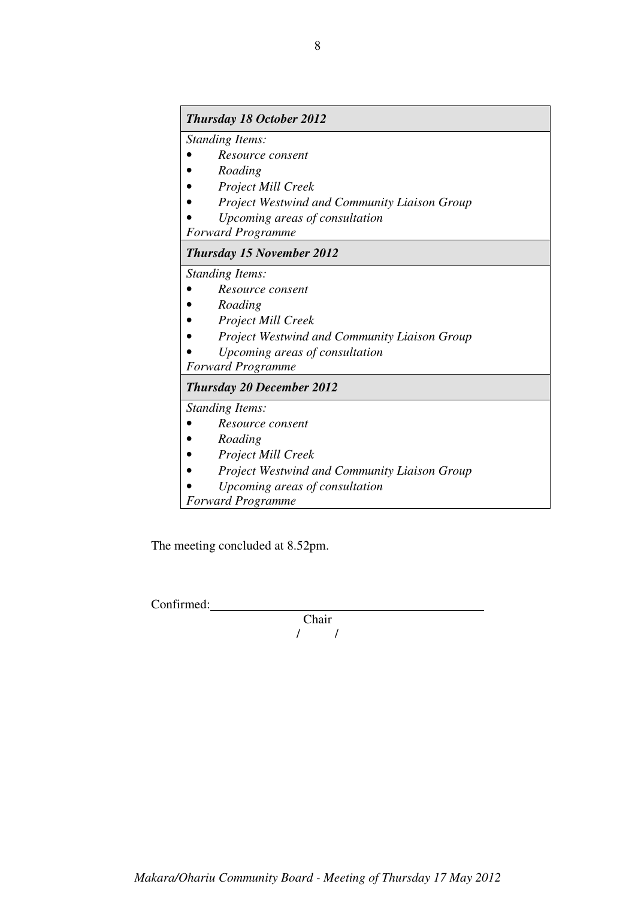| ***Thursday 18 October 2012*** |
| --- |
| *Standing Items:*<br>• *Resource consent*<br>• *Roading*<br>• *Project Mill Creek*<br>• *Project Westwind and Community Liaison Group*<br>• *Upcoming areas of consultation*<br>*Forward Programme* |
| ***Thursday 15 November 2012*** |
| *Standing Items:*<br>• *Resource consent*<br>• *Roading*<br>• *Project Mill Creek*<br>• *Project Westwind and Community Liaison Group*<br>• *Upcoming areas of consultation*<br>*Forward Programme* |
| ***Thursday 20 December 2012*** |
| *Standing Items:*<br>• *Resource consent*<br>• *Roading*<br>• *Project Mill Creek*<br>• *Project Westwind and Community Liaison Group*<br>• *Upcoming areas of consultation*<br>*Forward Programme* |

The meeting concluded at 8.52pm.

Confirmed: ____________________________________________

Chair

/ /